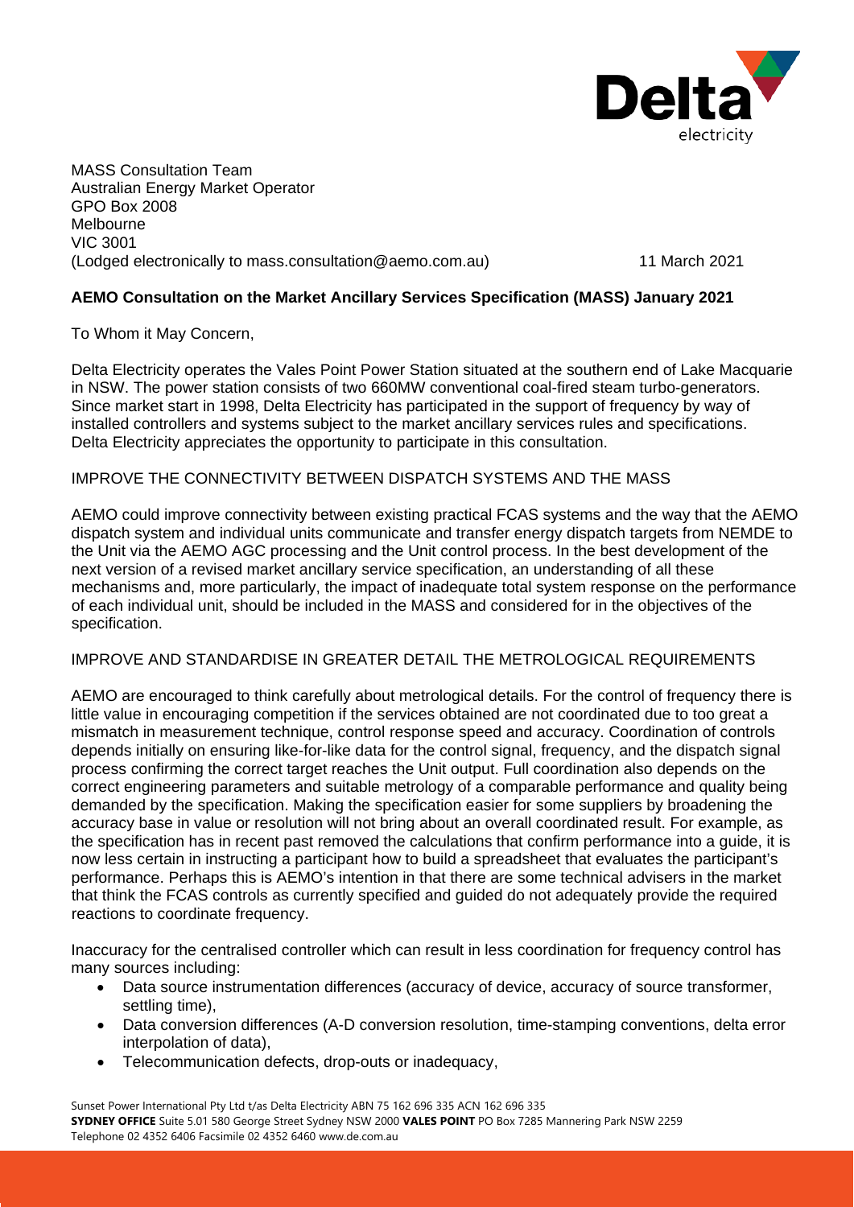MASS Consultation Team
Australian Energy Market Operator
GPO Box 2008
Melbourne
VIC 3001
(Lodged electronically to mass.consultation@aemo.com.au)

11 March 2021

**AEMO Consultation on the Market Ancillary Services Specification (MASS) January 2021**

To Whom it May Concern,

Delta Electricity operates the Vales Point Power Station situated at the southern end of Lake Macquarie in NSW. The power station consists of two 660MW conventional coal-fired steam turbo-generators. Since market start in 1998, Delta Electricity has participated in the support of frequency by way of installed controllers and systems subject to the market ancillary services rules and specifications. Delta Electricity appreciates the opportunity to participate in this consultation.

IMPROVE THE CONNECTIVITY BETWEEN DISPATCH SYSTEMS AND THE MASS

AEMO could improve connectivity between existing practical FCAS systems and the way that the AEMO dispatch system and individual units communicate and transfer energy dispatch targets from NEMDE to the Unit via the AEMO AGC processing and the Unit control process. In the best development of the next version of a revised market ancillary service specification, an understanding of all these mechanisms and, more particularly, the impact of inadequate total system response on the performance of each individual unit, should be included in the MASS and considered for in the objectives of the specification.

IMPROVE AND STANDARDISE IN GREATER DETAIL THE METROLOGICAL REQUIREMENTS

AEMO are encouraged to think carefully about metrological details. For the control of frequency there is little value in encouraging competition if the services obtained are not coordinated due to too great a mismatch in measurement technique, control response speed and accuracy. Coordination of controls depends initially on ensuring like-for-like data for the control signal, frequency, and the dispatch signal process confirming the correct target reaches the Unit output. Full coordination also depends on the correct engineering parameters and suitable metrology of a comparable performance and quality being demanded by the specification. Making the specification easier for some suppliers by broadening the accuracy base in value or resolution will not bring about an overall coordinated result. For example, as the specification has in recent past removed the calculations that confirm performance into a guide, it is now less certain in instructing a participant how to build a spreadsheet that evaluates the participant's performance. Perhaps this is AEMO's intention in that there are some technical advisers in the market that think the FCAS controls as currently specified and guided do not adequately provide the required reactions to coordinate frequency.

Inaccuracy for the centralised controller which can result in less coordination for frequency control has many sources including:

- Data source instrumentation differences (accuracy of device, accuracy of source transformer, settling time),
- Data conversion differences (A-D conversion resolution, time-stamping conventions, delta error interpolation of data),
- Telecommunication defects, drop-outs or inadequacy,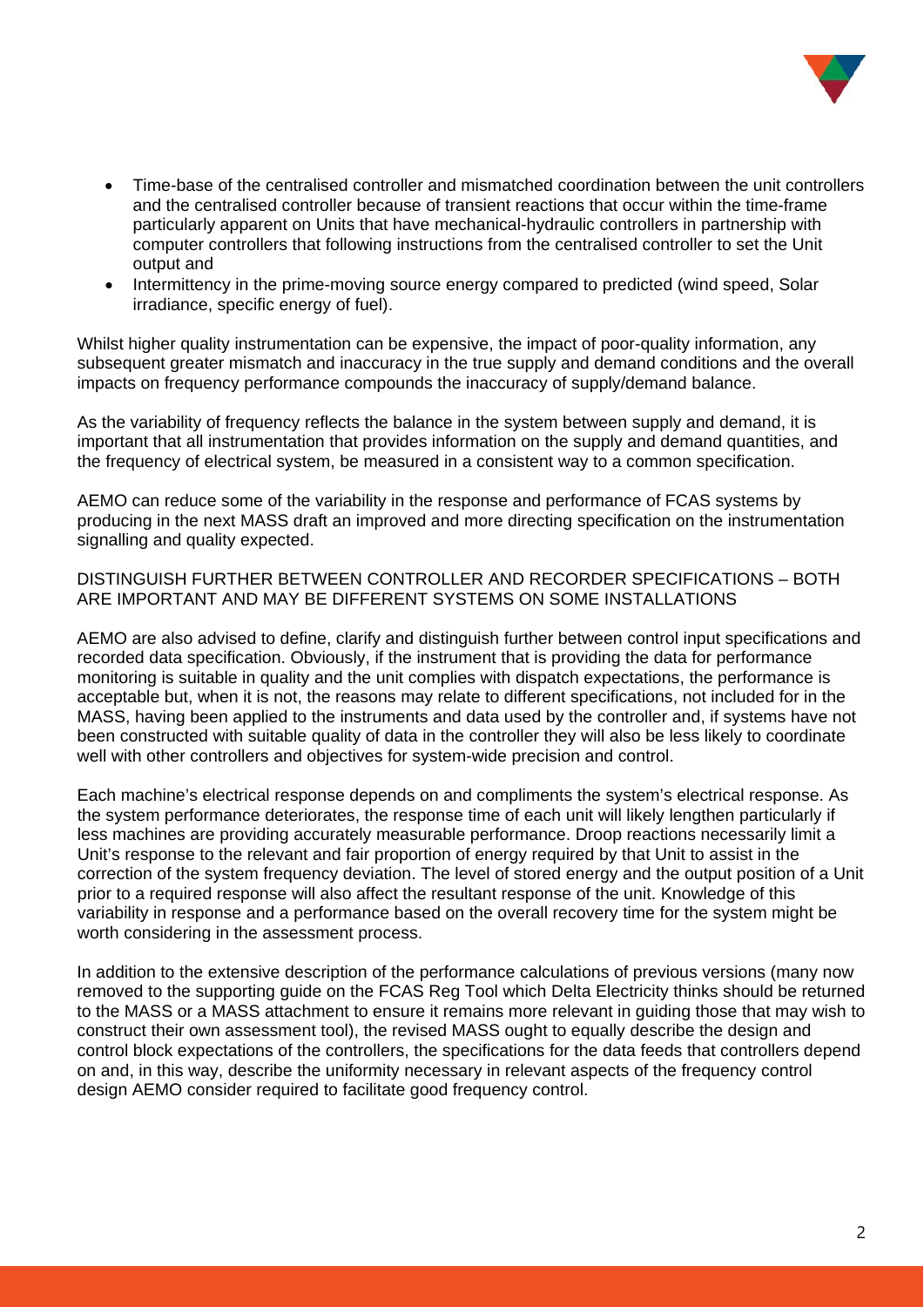- Time-base of the centralised controller and mismatched coordination between the unit controllers and the centralised controller because of transient reactions that occur within the time-frame particularly apparent on Units that have mechanical-hydraulic controllers in partnership with computer controllers that following instructions from the centralised controller to set the Unit output and
- Intermittency in the prime-moving source energy compared to predicted (wind speed, Solar irradiance, specific energy of fuel).

Whilst higher quality instrumentation can be expensive, the impact of poor-quality information, any subsequent greater mismatch and inaccuracy in the true supply and demand conditions and the overall impacts on frequency performance compounds the inaccuracy of supply/demand balance.

As the variability of frequency reflects the balance in the system between supply and demand, it is important that all instrumentation that provides information on the supply and demand quantities, and the frequency of electrical system, be measured in a consistent way to a common specification.

AEMO can reduce some of the variability in the response and performance of FCAS systems by producing in the next MASS draft an improved and more directing specification on the instrumentation signalling and quality expected.

DISTINGUISH FURTHER BETWEEN CONTROLLER AND RECORDER SPECIFICATIONS – BOTH ARE IMPORTANT AND MAY BE DIFFERENT SYSTEMS ON SOME INSTALLATIONS

AEMO are also advised to define, clarify and distinguish further between control input specifications and recorded data specification. Obviously, if the instrument that is providing the data for performance monitoring is suitable in quality and the unit complies with dispatch expectations, the performance is acceptable but, when it is not, the reasons may relate to different specifications, not included for in the MASS, having been applied to the instruments and data used by the controller and, if systems have not been constructed with suitable quality of data in the controller they will also be less likely to coordinate well with other controllers and objectives for system-wide precision and control.

Each machine's electrical response depends on and compliments the system's electrical response. As the system performance deteriorates, the response time of each unit will likely lengthen particularly if less machines are providing accurately measurable performance. Droop reactions necessarily limit a Unit's response to the relevant and fair proportion of energy required by that Unit to assist in the correction of the system frequency deviation. The level of stored energy and the output position of a Unit prior to a required response will also affect the resultant response of the unit. Knowledge of this variability in response and a performance based on the overall recovery time for the system might be worth considering in the assessment process.

In addition to the extensive description of the performance calculations of previous versions (many now removed to the supporting guide on the FCAS Reg Tool which Delta Electricity thinks should be returned to the MASS or a MASS attachment to ensure it remains more relevant in guiding those that may wish to construct their own assessment tool), the revised MASS ought to equally describe the design and control block expectations of the controllers, the specifications for the data feeds that controllers depend on and, in this way, describe the uniformity necessary in relevant aspects of the frequency control design AEMO consider required to facilitate good frequency control.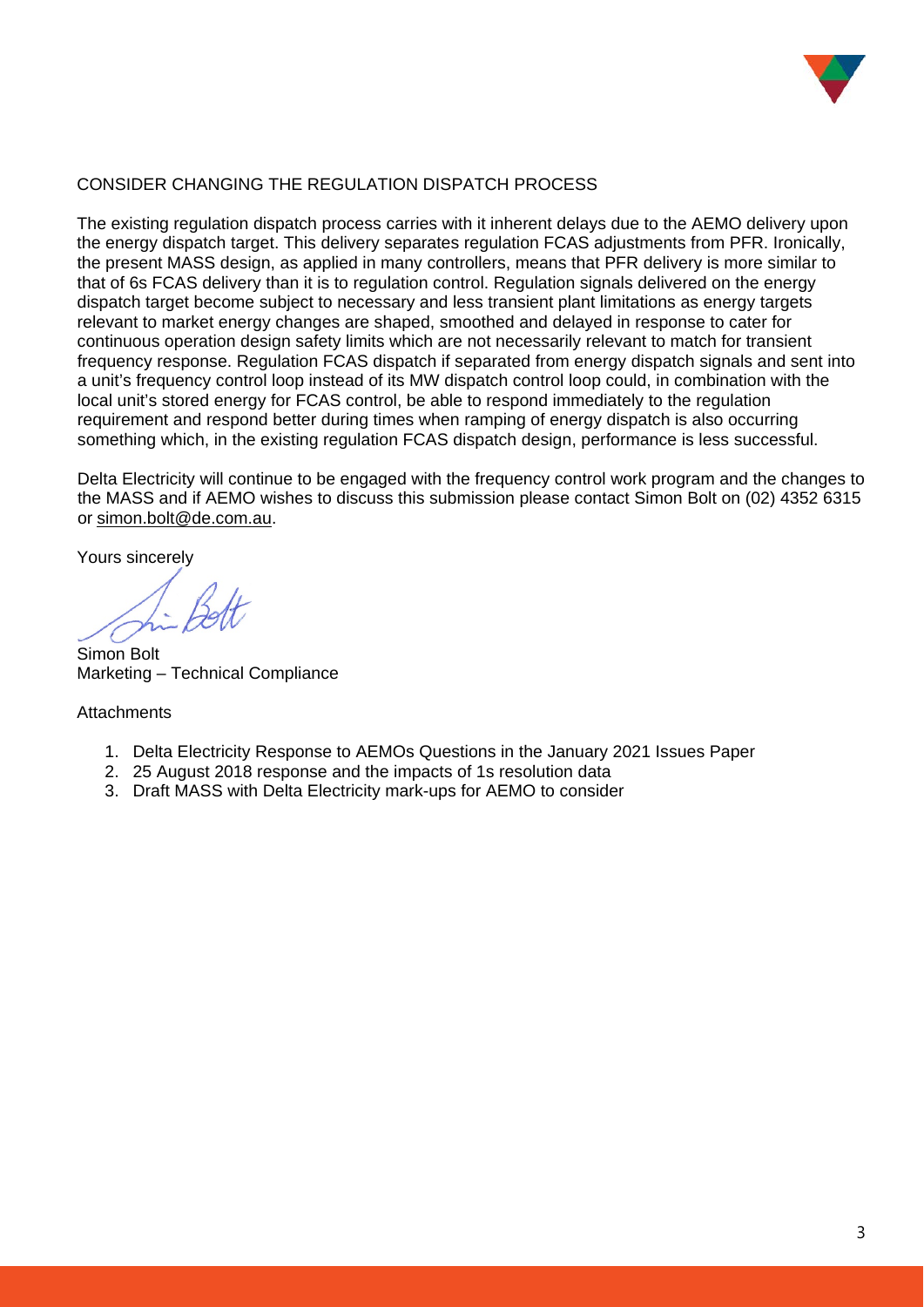## CONSIDER CHANGING THE REGULATION DISPATCH PROCESS

The existing regulation dispatch process carries with it inherent delays due to the AEMO delivery upon the energy dispatch target. This delivery separates regulation FCAS adjustments from PFR. Ironically, the present MASS design, as applied in many controllers, means that PFR delivery is more similar to that of 6s FCAS delivery than it is to regulation control. Regulation signals delivered on the energy dispatch target become subject to necessary and less transient plant limitations as energy targets relevant to market energy changes are shaped, smoothed and delayed in response to cater for continuous operation design safety limits which are not necessarily relevant to match for transient frequency response. Regulation FCAS dispatch if separated from energy dispatch signals and sent into a unit's frequency control loop instead of its MW dispatch control loop could, in combination with the local unit's stored energy for FCAS control, be able to respond immediately to the regulation requirement and respond better during times when ramping of energy dispatch is also occurring something which, in the existing regulation FCAS dispatch design, performance is less successful.

Delta Electricity will continue to be engaged with the frequency control work program and the changes to the MASS and if AEMO wishes to discuss this submission please contact Simon Bolt on (02) 4352 6315 or simon.bolt@de.com.au.

Yours sincerely

Simon Bolt
Marketing – Technical Compliance

Attachments

1. Delta Electricity Response to AEMOs Questions in the January 2021 Issues Paper
2. 25 August 2018 response and the impacts of 1s resolution data
3. Draft MASS with Delta Electricity mark-ups for AEMO to consider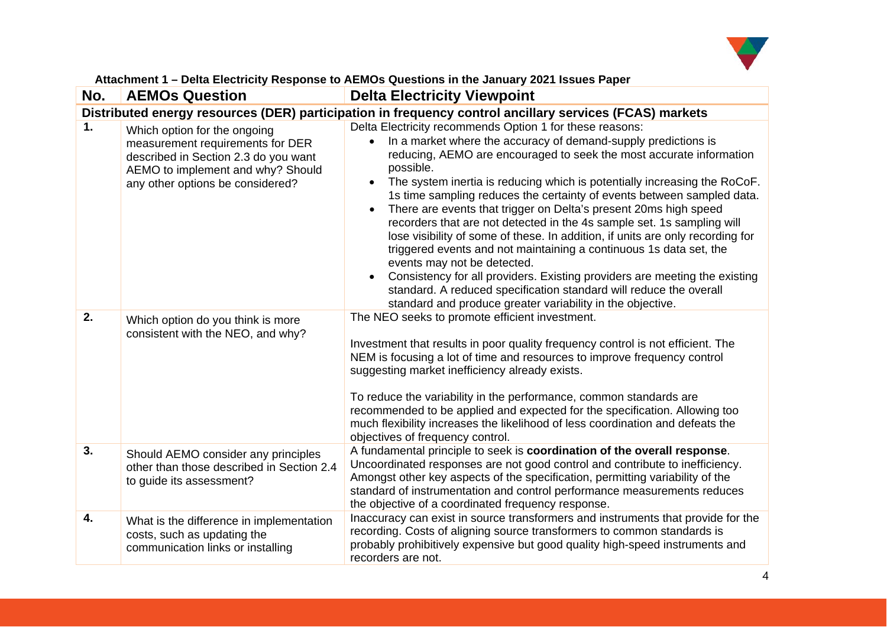**Attachment 1 – Delta Electricity Response to AEMOs Questions in the January 2021 Issues Paper**

| No. | AEMOs Question | Delta Electricity Viewpoint |
|---|---|---|
| **Distributed energy resources (DER) participation in frequency control ancillary services (FCAS) markets** | | |
| **1.** | Which option for the ongoing measurement requirements for DER described in Section 2.3 do you want AEMO to implement and why? Should any other options be considered? | Delta Electricity recommends Option 1 for these reasons:<br>• In a market where the accuracy of demand-supply predictions is reducing, AEMO are encouraged to seek the most accurate information possible.<br>• The system inertia is reducing which is potentially increasing the RoCoF. 1s time sampling reduces the certainty of events between sampled data.<br>• There are events that trigger on Delta's present 20ms high speed recorders that are not detected in the 4s sample set. 1s sampling will lose visibility of some of these. In addition, if units are only recording for triggered events and not maintaining a continuous 1s data set, the events may not be detected.<br>• Consistency for all providers. Existing providers are meeting the existing standard. A reduced specification standard will reduce the overall standard and produce greater variability in the objective. |
| **2.** | Which option do you think is more consistent with the NEO, and why? | The NEO seeks to promote efficient investment.<br><br>Investment that results in poor quality frequency control is not efficient. The NEM is focusing a lot of time and resources to improve frequency control suggesting market inefficiency already exists.<br><br>To reduce the variability in the performance, common standards are recommended to be applied and expected for the specification. Allowing too much flexibility increases the likelihood of less coordination and defeats the objectives of frequency control. |
| **3.** | Should AEMO consider any principles other than those described in Section 2.4 to guide its assessment? | A fundamental principle to seek is **coordination of the overall response**. Uncoordinated responses are not good control and contribute to inefficiency. Amongst other key aspects of the specification, permitting variability of the standard of instrumentation and control performance measurements reduces the objective of a coordinated frequency response. |
| **4.** | What is the difference in implementation costs, such as updating the communication links or installing | Inaccuracy can exist in source transformers and instruments that provide for the recording. Costs of aligning source transformers to common standards is probably prohibitively expensive but good quality high-speed instruments and recorders are not. |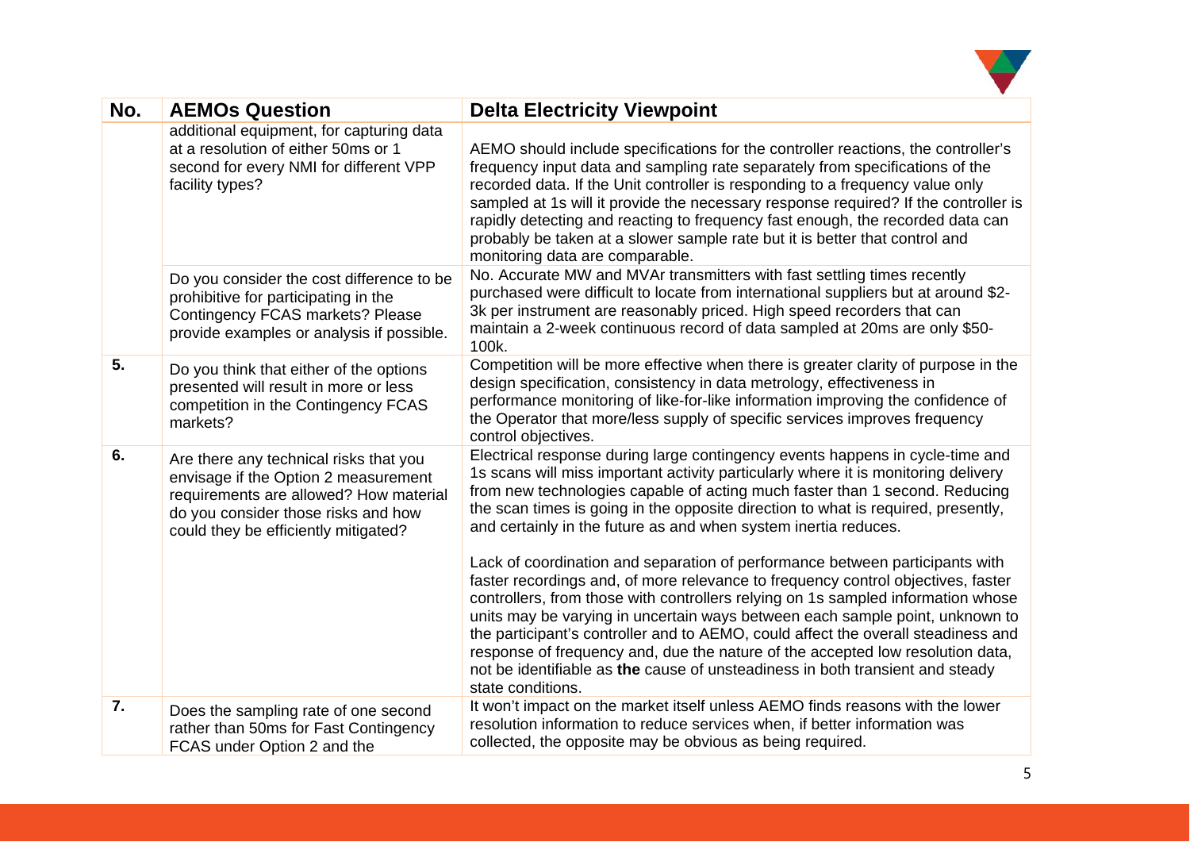| No. | AEMOs Question | Delta Electricity Viewpoint |
| --- | --- | --- |
| | additional equipment, for capturing data at a resolution of either 50ms or 1 second for every NMI for different VPP facility types? | AEMO should include specifications for the controller reactions, the controller's frequency input data and sampling rate separately from specifications of the recorded data. If the Unit controller is responding to a frequency value only sampled at 1s will it provide the necessary response required? If the controller is rapidly detecting and reacting to frequency fast enough, the recorded data can probably be taken at a slower sample rate but it is better that control and monitoring data are comparable. |
| | Do you consider the cost difference to be prohibitive for participating in the Contingency FCAS markets? Please provide examples or analysis if possible. | No. Accurate MW and MVAr transmitters with fast settling times recently purchased were difficult to locate from international suppliers but at around $2-3k per instrument are reasonably priced. High speed recorders that can maintain a 2-week continuous record of data sampled at 20ms are only $50-100k. |
| 5. | Do you think that either of the options presented will result in more or less competition in the Contingency FCAS markets? | Competition will be more effective when there is greater clarity of purpose in the design specification, consistency in data metrology, effectiveness in performance monitoring of like-for-like information improving the confidence of the Operator that more/less supply of specific services improves frequency control objectives. |
| 6. | Are there any technical risks that you envisage if the Option 2 measurement requirements are allowed? How material do you consider those risks and how could they be efficiently mitigated? | Electrical response during large contingency events happens in cycle-time and 1s scans will miss important activity particularly where it is monitoring delivery from new technologies capable of acting much faster than 1 second. Reducing the scan times is going in the opposite direction to what is required, presently, and certainly in the future as and when system inertia reduces.<br><br>Lack of coordination and separation of performance between participants with faster recordings and, of more relevance to frequency control objectives, faster controllers, from those with controllers relying on 1s sampled information whose units may be varying in uncertain ways between each sample point, unknown to the participant's controller and to AEMO, could affect the overall steadiness and response of frequency and, due the nature of the accepted low resolution data, not be identifiable as **the** cause of unsteadiness in both transient and steady state conditions. |
| 7. | Does the sampling rate of one second rather than 50ms for Fast Contingency FCAS under Option 2 and the | It won't impact on the market itself unless AEMO finds reasons with the lower resolution information to reduce services when, if better information was collected, the opposite may be obvious as being required. |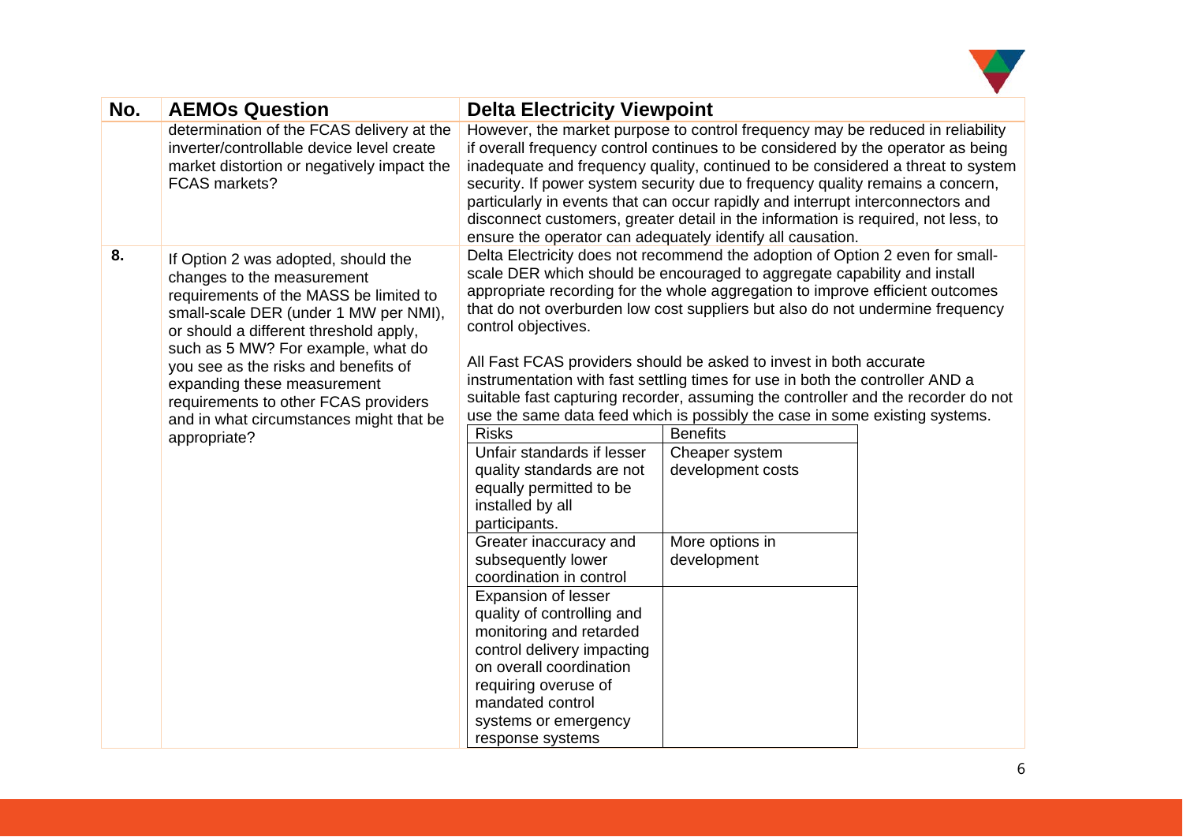| No. | AEMOs Question | Delta Electricity Viewpoint |
| --- | --- | --- |
| | determination of the FCAS delivery at the inverter/controllable device level create market distortion or negatively impact the FCAS markets? | However, the market purpose to control frequency may be reduced in reliability if overall frequency control continues to be considered by the operator as being inadequate and frequency quality, continued to be considered a threat to system security. If power system security due to frequency quality remains a concern, particularly in events that can occur rapidly and interrupt interconnectors and disconnect customers, greater detail in the information is required, not less, to ensure the operator can adequately identify all causation. |
| **8.** | If Option 2 was adopted, should the changes to the measurement requirements of the MASS be limited to small-scale DER (under 1 MW per NMI), or should a different threshold apply, such as 5 MW? For example, what do you see as the risks and benefits of expanding these measurement requirements to other FCAS providers and in what circumstances might that be appropriate? | Delta Electricity does not recommend the adoption of Option 2 even for small-scale DER which should be encouraged to aggregate capability and install appropriate recording for the whole aggregation to improve efficient outcomes that do not overburden low cost suppliers but also do not undermine frequency control objectives.<br><br>All Fast FCAS providers should be asked to invest in both accurate instrumentation with fast settling times for use in both the controller AND a suitable fast capturing recorder, assuming the controller and the recorder do not use the same data feed which is possibly the case in some existing systems. |

| Risks | Benefits |
| --- | --- |
| Unfair standards if lesser quality standards are not equally permitted to be installed by all participants. | Cheaper system development costs |
| Greater inaccuracy and subsequently lower coordination in control | More options in development |
| Expansion of lesser quality of controlling and monitoring and retarded control delivery impacting on overall coordination requiring overuse of mandated control systems or emergency response systems | |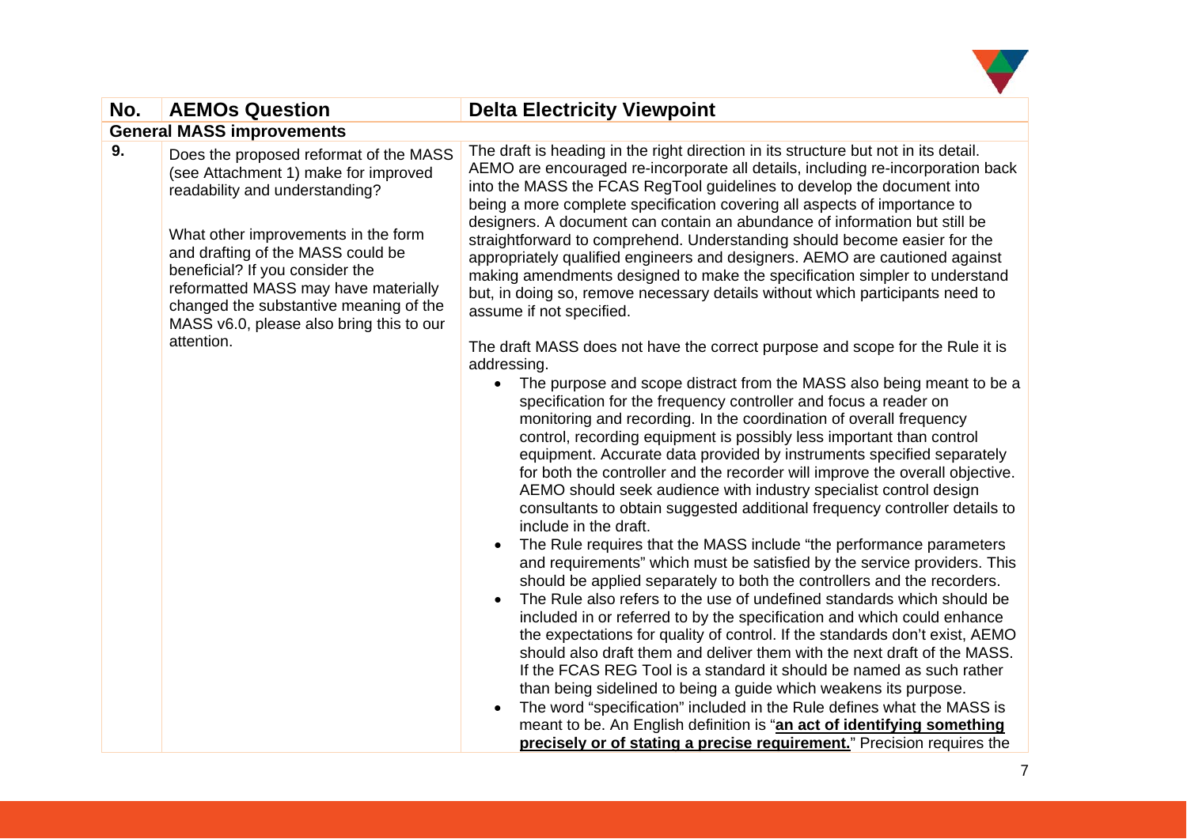| No. | AEMOs Question | Delta Electricity Viewpoint |
| --- | --- | --- |
| **General MASS improvements** | | |
| **9.** | Does the proposed reformat of the MASS (see Attachment 1) make for improved readability and understanding?<br><br>What other improvements in the form and drafting of the MASS could be beneficial? If you consider the reformatted MASS may have materially changed the substantive meaning of the MASS v6.0, please also bring this to our attention. | The draft is heading in the right direction in its structure but not in its detail. AEMO are encouraged re-incorporate all details, including re-incorporation back into the MASS the FCAS RegTool guidelines to develop the document into being a more complete specification covering all aspects of importance to designers. A document can contain an abundance of information but still be straightforward to comprehend. Understanding should become easier for the appropriately qualified engineers and designers. AEMO are cautioned against making amendments designed to make the specification simpler to understand but, in doing so, remove necessary details without which participants need to assume if not specified.<br><br>The draft MASS does not have the correct purpose and scope for the Rule it is addressing.<br>• The purpose and scope distract from the MASS also being meant to be a specification for the frequency controller and focus a reader on monitoring and recording. In the coordination of overall frequency control, recording equipment is possibly less important than control equipment. Accurate data provided by instruments specified separately for both the controller and the recorder will improve the overall objective. AEMO should seek audience with industry specialist control design consultants to obtain suggested additional frequency controller details to include in the draft.<br>• The Rule requires that the MASS include "the performance parameters and requirements" which must be satisfied by the service providers. This should be applied separately to both the controllers and the recorders.<br>• The Rule also refers to the use of undefined standards which should be included in or referred to by the specification and which could enhance the expectations for quality of control. If the standards don't exist, AEMO should also draft them and deliver them with the next draft of the MASS. If the FCAS REG Tool is a standard it should be named as such rather than being sidelined to being a guide which weakens its purpose.<br>• The word "specification" included in the Rule defines what the MASS is meant to be. An English definition is "**an act of identifying something precisely or of stating a precise requirement.**" Precision requires the |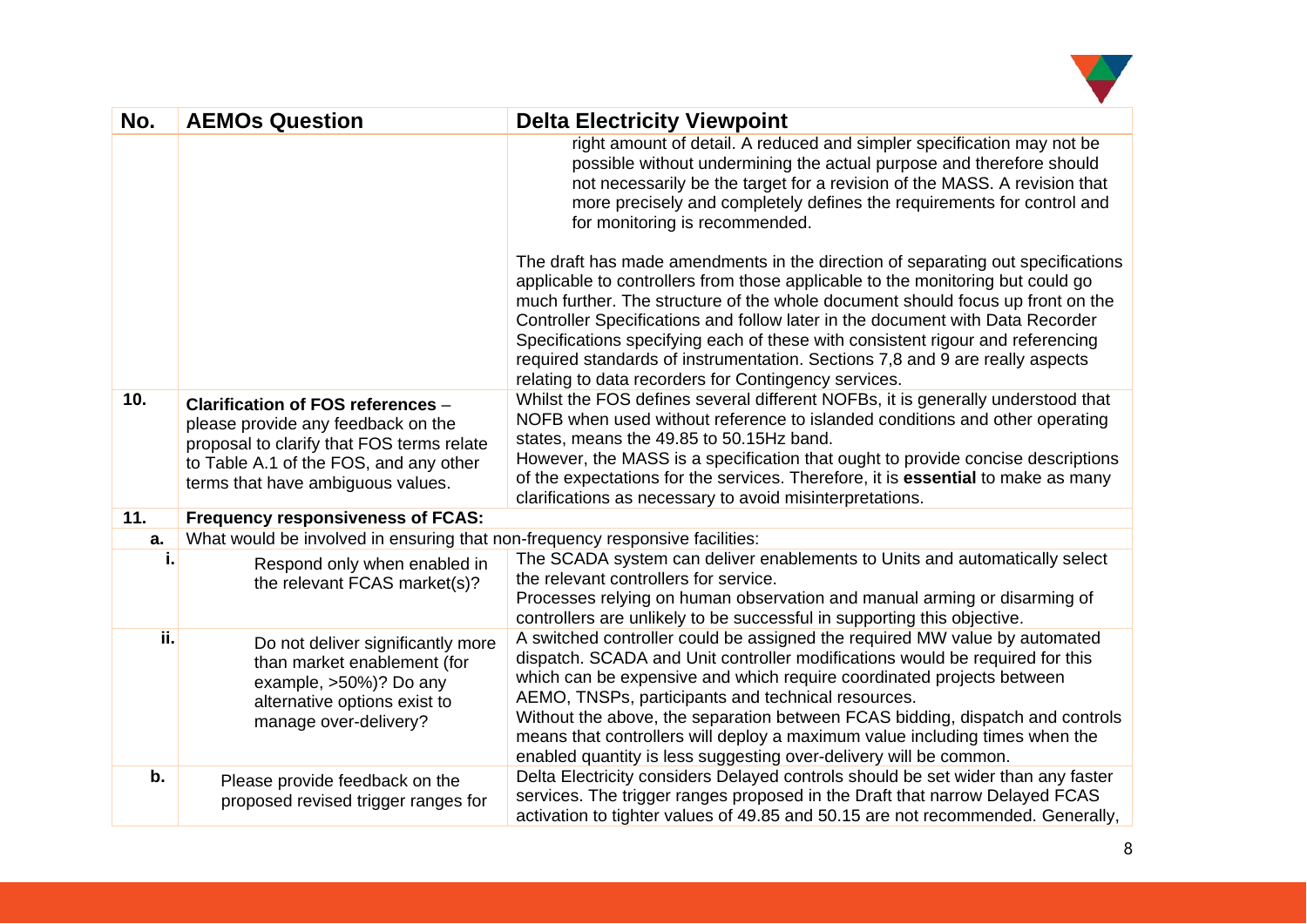| No. | AEMOs Question | Delta Electricity Viewpoint |
|---|---|---|
| | | right amount of detail. A reduced and simpler specification may not be possible without undermining the actual purpose and therefore should not necessarily be the target for a revision of the MASS. A revision that more precisely and completely defines the requirements for control and for monitoring is recommended.<br><br>The draft has made amendments in the direction of separating out specifications applicable to controllers from those applicable to the monitoring but could go much further. The structure of the whole document should focus up front on the Controller Specifications and follow later in the document with Data Recorder Specifications specifying each of these with consistent rigour and referencing required standards of instrumentation. Sections 7,8 and 9 are really aspects relating to data recorders for Contingency services. |
| 10. | **Clarification of FOS references** – please provide any feedback on the proposal to clarify that FOS terms relate to Table A.1 of the FOS, and any other terms that have ambiguous values. | Whilst the FOS defines several different NOFBs, it is generally understood that NOFB when used without reference to islanded conditions and other operating states, means the 49.85 to 50.15Hz band.<br>However, the MASS is a specification that ought to provide concise descriptions of the expectations for the services. Therefore, it is **essential** to make as many clarifications as necessary to avoid misinterpretations. |
| 11. | **Frequency responsiveness of FCAS:** | |
| a. | What would be involved in ensuring that non-frequency responsive facilities: | |
| i. | Respond only when enabled in the relevant FCAS market(s)? | The SCADA system can deliver enablements to Units and automatically select the relevant controllers for service.<br>Processes relying on human observation and manual arming or disarming of controllers are unlikely to be successful in supporting this objective. |
| ii. | Do not deliver significantly more than market enablement (for example, >50%)? Do any alternative options exist to manage over-delivery? | A switched controller could be assigned the required MW value by automated dispatch. SCADA and Unit controller modifications would be required for this which can be expensive and which require coordinated projects between AEMO, TNSPs, participants and technical resources.<br>Without the above, the separation between FCAS bidding, dispatch and controls means that controllers will deploy a maximum value including times when the enabled quantity is less suggesting over-delivery will be common. |
| b. | Please provide feedback on the proposed revised trigger ranges for | Delta Electricity considers Delayed controls should be set wider than any faster services. The trigger ranges proposed in the Draft that narrow Delayed FCAS activation to tighter values of 49.85 and 50.15 are not recommended. Generally, |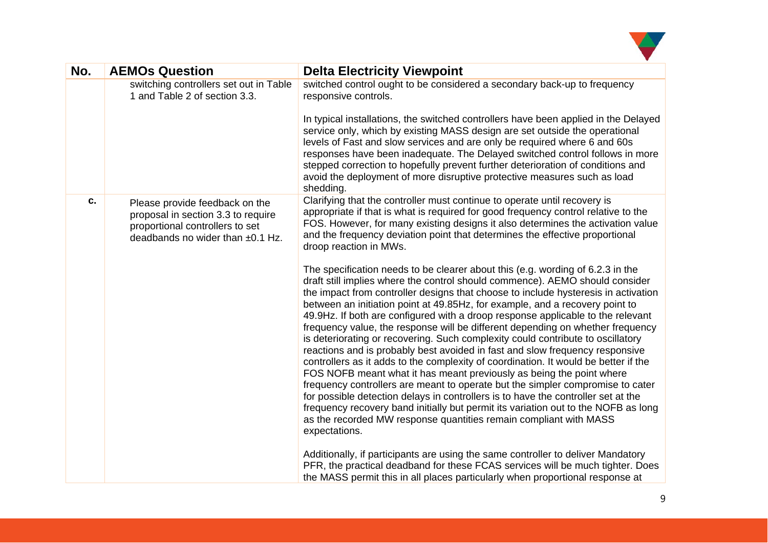| No. | AEMOs Question | Delta Electricity Viewpoint |
|---|---|---|
| | switching controllers set out in Table 1 and Table 2 of section 3.3. | switched control ought to be considered a secondary back-up to frequency responsive controls.<br><br>In typical installations, the switched controllers have been applied in the Delayed service only, which by existing MASS design are set outside the operational levels of Fast and slow services and are only be required where 6 and 60s responses have been inadequate. The Delayed switched control follows in more stepped correction to hopefully prevent further deterioration of conditions and avoid the deployment of more disruptive protective measures such as load shedding. |
| c. | Please provide feedback on the proposal in section 3.3 to require proportional controllers to set deadbands no wider than ±0.1 Hz. | Clarifying that the controller must continue to operate until recovery is appropriate if that is what is required for good frequency control relative to the FOS. However, for many existing designs it also determines the activation value and the frequency deviation point that determines the effective proportional droop reaction in MWs.<br><br>The specification needs to be clearer about this (e.g. wording of 6.2.3 in the draft still implies where the control should commence). AEMO should consider the impact from controller designs that choose to include hysteresis in activation between an initiation point at 49.85Hz, for example, and a recovery point to 49.9Hz. If both are configured with a droop response applicable to the relevant frequency value, the response will be different depending on whether frequency is deteriorating or recovering. Such complexity could contribute to oscillatory reactions and is probably best avoided in fast and slow frequency responsive controllers as it adds to the complexity of coordination. It would be better if the FOS NOFB meant what it has meant previously as being the point where frequency controllers are meant to operate but the simpler compromise to cater for possible detection delays in controllers is to have the controller set at the frequency recovery band initially but permit its variation out to the NOFB as long as the recorded MW response quantities remain compliant with MASS expectations.<br><br>Additionally, if participants are using the same controller to deliver Mandatory PFR, the practical deadband for these FCAS services will be much tighter. Does the MASS permit this in all places particularly when proportional response at |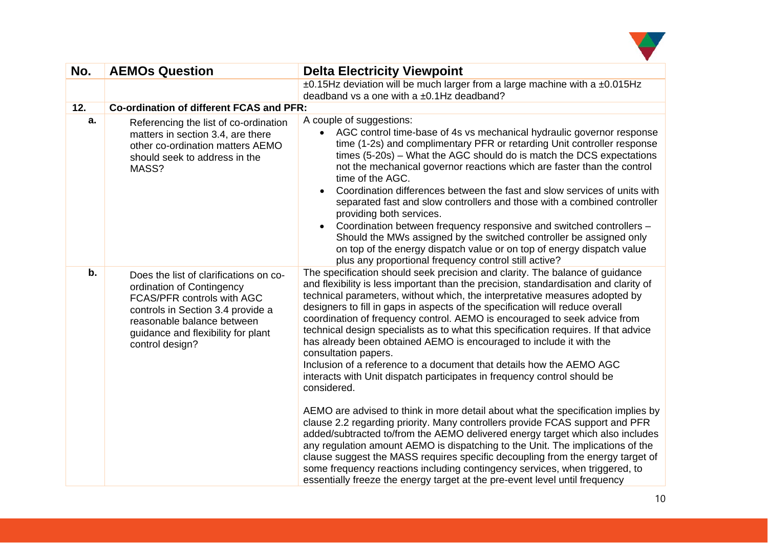| No. | AEMOs Question | Delta Electricity Viewpoint |
|---|---|---|
| | | ±0.15Hz deviation will be much larger from a large machine with a ±0.015Hz deadband vs a one with a ±0.1Hz deadband? |
| **12.** | **Co-ordination of different FCAS and PFR:** | |
| **a.** | Referencing the list of co-ordination matters in section 3.4, are there other co-ordination matters AEMO should seek to address in the MASS? | A couple of suggestions:<br>• AGC control time-base of 4s vs mechanical hydraulic governor response time (1-2s) and complimentary PFR or retarding Unit controller response times (5-20s) – What the AGC should do is match the DCS expectations not the mechanical governor reactions which are faster than the control time of the AGC.<br>• Coordination differences between the fast and slow services of units with separated fast and slow controllers and those with a combined controller providing both services.<br>• Coordination between frequency responsive and switched controllers – Should the MWs assigned by the switched controller be assigned only on top of the energy dispatch value or on top of energy dispatch value plus any proportional frequency control still active? |
| **b.** | Does the list of clarifications on co-ordination of Contingency FCAS/PFR controls with AGC controls in Section 3.4 provide a reasonable balance between guidance and flexibility for plant control design? | The specification should seek precision and clarity. The balance of guidance and flexibility is less important than the precision, standardisation and clarity of technical parameters, without which, the interpretative measures adopted by designers to fill in gaps in aspects of the specification will reduce overall coordination of frequency control. AEMO is encouraged to seek advice from technical design specialists as to what this specification requires. If that advice has already been obtained AEMO is encouraged to include it with the consultation papers.<br>Inclusion of a reference to a document that details how the AEMO AGC interacts with Unit dispatch participates in frequency control should be considered.<br><br>AEMO are advised to think in more detail about what the specification implies by clause 2.2 regarding priority. Many controllers provide FCAS support and PFR added/subtracted to/from the AEMO delivered energy target which also includes any regulation amount AEMO is dispatching to the Unit. The implications of the clause suggest the MASS requires specific decoupling from the energy target of some frequency reactions including contingency services, when triggered, to essentially freeze the energy target at the pre-event level until frequency |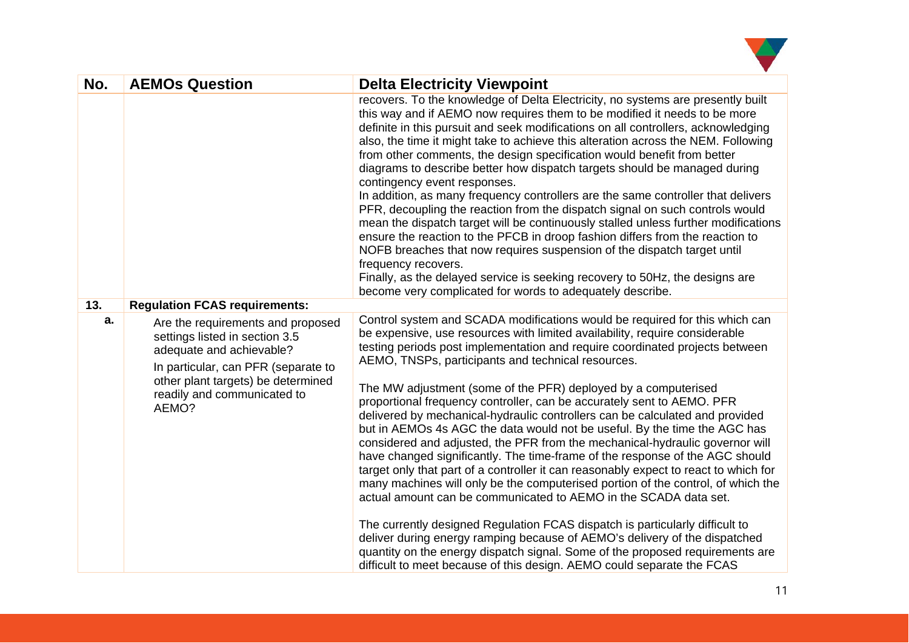| No. | AEMOs Question | Delta Electricity Viewpoint |
| --- | --- | --- |
| | | recovers. To the knowledge of Delta Electricity, no systems are presently built this way and if AEMO now requires them to be modified it needs to be more definite in this pursuit and seek modifications on all controllers, acknowledging also, the time it might take to achieve this alteration across the NEM. Following from other comments, the design specification would benefit from better diagrams to describe better how dispatch targets should be managed during contingency event responses.<br>In addition, as many frequency controllers are the same controller that delivers PFR, decoupling the reaction from the dispatch signal on such controls would mean the dispatch target will be continuously stalled unless further modifications ensure the reaction to the PFCB in droop fashion differs from the reaction to NOFB breaches that now requires suspension of the dispatch target until frequency recovers.<br>Finally, as the delayed service is seeking recovery to 50Hz, the designs are become very complicated for words to adequately describe. |
| **13.** | **Regulation FCAS requirements:** | |
| **a.** | Are the requirements and proposed settings listed in section 3.5 adequate and achievable?<br>In particular, can PFR (separate to other plant targets) be determined readily and communicated to AEMO? | Control system and SCADA modifications would be required for this which can be expensive, use resources with limited availability, require considerable testing periods post implementation and require coordinated projects between AEMO, TNSPs, participants and technical resources.<br><br>The MW adjustment (some of the PFR) deployed by a computerised proportional frequency controller, can be accurately sent to AEMO. PFR delivered by mechanical-hydraulic controllers can be calculated and provided but in AEMOs 4s AGC the data would not be useful. By the time the AGC has considered and adjusted, the PFR from the mechanical-hydraulic governor will have changed significantly. The time-frame of the response of the AGC should target only that part of a controller it can reasonably expect to react to which for many machines will only be the computerised portion of the control, of which the actual amount can be communicated to AEMO in the SCADA data set.<br><br>The currently designed Regulation FCAS dispatch is particularly difficult to deliver during energy ramping because of AEMO's delivery of the dispatched quantity on the energy dispatch signal. Some of the proposed requirements are difficult to meet because of this design. AEMO could separate the FCAS |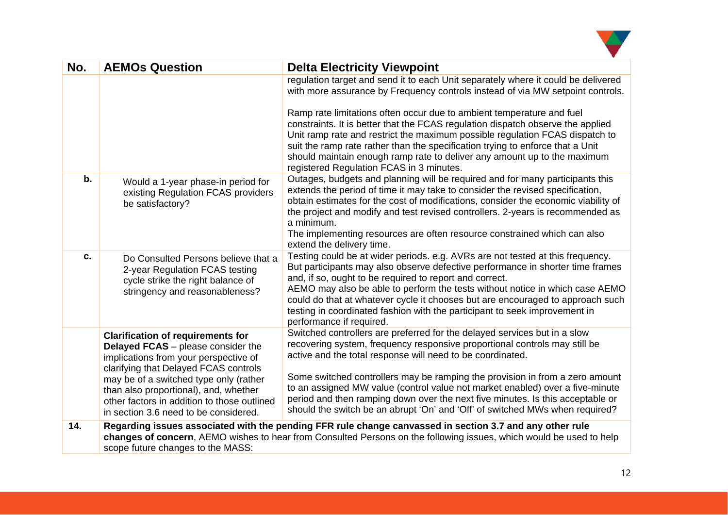| No. | AEMOs Question | Delta Electricity Viewpoint |
|---|---|---|
| | | regulation target and send it to each Unit separately where it could be delivered with more assurance by Frequency controls instead of via MW setpoint controls.<br><br>Ramp rate limitations often occur due to ambient temperature and fuel constraints. It is better that the FCAS regulation dispatch observe the applied Unit ramp rate and restrict the maximum possible regulation FCAS dispatch to suit the ramp rate rather than the specification trying to enforce that a Unit should maintain enough ramp rate to deliver any amount up to the maximum registered Regulation FCAS in 3 minutes. |
| **b.** | Would a 1-year phase-in period for existing Regulation FCAS providers be satisfactory? | Outages, budgets and planning will be required and for many participants this extends the period of time it may take to consider the revised specification, obtain estimates for the cost of modifications, consider the economic viability of the project and modify and test revised controllers. 2-years is recommended as a minimum.<br>The implementing resources are often resource constrained which can also extend the delivery time. |
| **c.** | Do Consulted Persons believe that a 2-year Regulation FCAS testing cycle strike the right balance of stringency and reasonableness? | Testing could be at wider periods. e.g. AVRs are not tested at this frequency. But participants may also observe defective performance in shorter time frames and, if so, ought to be required to report and correct.<br>AEMO may also be able to perform the tests without notice in which case AEMO could do that at whatever cycle it chooses but are encouraged to approach such testing in coordinated fashion with the participant to seek improvement in performance if required. |
| | **Clarification of requirements for Delayed FCAS** – please consider the implications from your perspective of clarifying that Delayed FCAS controls may be of a switched type only (rather than also proportional), and, whether other factors in addition to those outlined in section 3.6 need to be considered. | Switched controllers are preferred for the delayed services but in a slow recovering system, frequency responsive proportional controls may still be active and the total response will need to be coordinated.<br><br>Some switched controllers may be ramping the provision in from a zero amount to an assigned MW value (control value not market enabled) over a five-minute period and then ramping down over the next five minutes. Is this acceptable or should the switch be an abrupt 'On' and 'Off' of switched MWs when required? |
| **14.** | **Regarding issues associated with the pending FFR rule change canvassed in section 3.7 and any other rule changes of concern**, AEMO wishes to hear from Consulted Persons on the following issues, which would be used to help scope future changes to the MASS: | |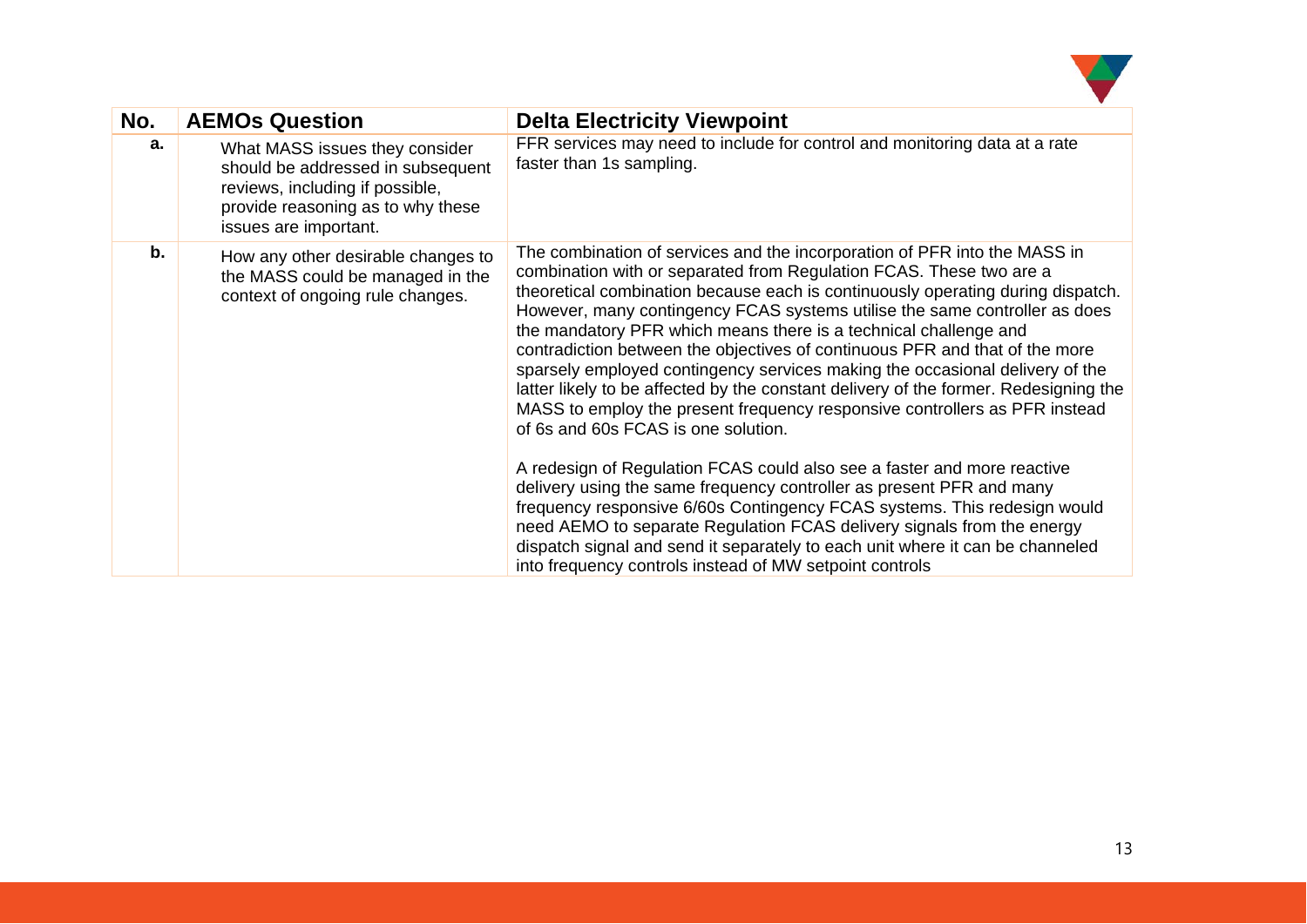| No. | AEMOs Question | Delta Electricity Viewpoint |
| --- | --- | --- |
| a. | What MASS issues they consider should be addressed in subsequent reviews, including if possible, provide reasoning as to why these issues are important. | FFR services may need to include for control and monitoring data at a rate faster than 1s sampling. |
| b. | How any other desirable changes to the MASS could be managed in the context of ongoing rule changes. | The combination of services and the incorporation of PFR into the MASS in combination with or separated from Regulation FCAS. These two are a theoretical combination because each is continuously operating during dispatch. However, many contingency FCAS systems utilise the same controller as does the mandatory PFR which means there is a technical challenge and contradiction between the objectives of continuous PFR and that of the more sparsely employed contingency services making the occasional delivery of the latter likely to be affected by the constant delivery of the former. Redesigning the MASS to employ the present frequency responsive controllers as PFR instead of 6s and 60s FCAS is one solution.<br><br>A redesign of Regulation FCAS could also see a faster and more reactive delivery using the same frequency controller as present PFR and many frequency responsive 6/60s Contingency FCAS systems. This redesign would need AEMO to separate Regulation FCAS delivery signals from the energy dispatch signal and send it separately to each unit where it can be channeled into frequency controls instead of MW setpoint controls |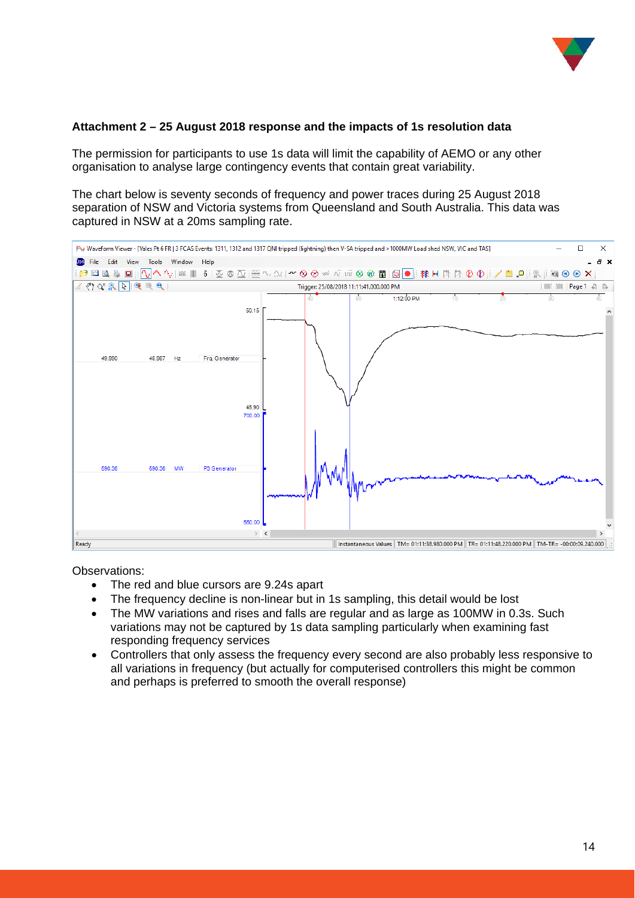**Attachment 2 – 25 August 2018 response and the impacts of 1s resolution data**

The permission for participants to use 1s data will limit the capability of AEMO or any other organisation to analyse large contingency events that contain great variability.

The chart below is seventy seconds of frequency and power traces during 25 August 2018 separation of NSW and Victoria systems from Queensland and South Australia. This data was captured in NSW at a 20ms sampling rate.

Waveform Viewer - [Vales Pt 6 FR | 3 FCAS Events: 1311, 1312 and 1317 QNI tripped (lightning) then V-SA tripped and >1000MW Load shed NSW, VIC and TAS]

Trigger: 25/08/2018 11:11:41.000.000 PM

1:12:00 PM

50.15

49.990 49.987 Hz Frq. Generator

48.90

700.00

590.36 590.36 MW P3 Generator

550.00

Instantaneous Values | TM= 01:11:38.980.000 PM | TR= 01:11:48.220.000 PM | TM-TR= -00:00:09.240.000

Observations:

- The red and blue cursors are 9.24s apart
- The frequency decline is non-linear but in 1s sampling, this detail would be lost
- The MW variations and rises and falls are regular and as large as 100MW in 0.3s. Such variations may not be captured by 1s data sampling particularly when examining fast responding frequency services
- Controllers that only assess the frequency every second are also probably less responsive to all variations in frequency (but actually for computerised controllers this might be common and perhaps is preferred to smooth the overall response)